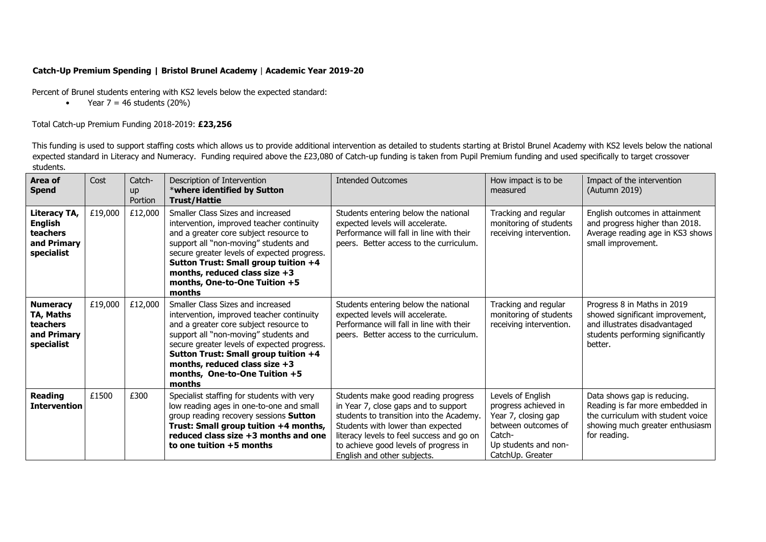**Catch-Up Premium Spending | Bristol Brunel Academy | Academic Year 2019-20**

Percent of Brunel students entering with KS2 levels below the expected standard:

- Year 7 = 46 students (20%)

Total Catch-up Premium Funding 2018-2019: **£23,256**

This funding is used to support staffing costs which allows us to provide additional intervention as detailed to students starting at Bristol Brunel Academy with KS2 levels below the national expected standard in Literacy and Numeracy. Funding required above the £23,080 of Catch-up funding is taken from Pupil Premium funding and used specifically to target crossover students.

| Area of Spend | Cost | Catch-up Portion | Description of Intervention *where identified by Sutton Trust/Hattie | Intended Outcomes | How impact is to be measured | Impact of the intervention (Autumn 2019) |
|---|---|---|---|---|---|---|
| **Literacy TA, English teachers and Primary specialist** | £19,000 | £12,000 | Smaller Class Sizes and increased intervention, improved teacher continuity and a greater core subject resource to support all "non-moving" students and secure greater levels of expected progress. **Sutton Trust: Small group tuition +4 months, reduced class size +3 months, One-to-One Tuition +5 months** | Students entering below the national expected levels will accelerate. Performance will fall in line with their peers. Better access to the curriculum. | Tracking and regular monitoring of students receiving intervention. | English outcomes in attainment and progress higher than 2018. Average reading age in KS3 shows small improvement. |
| **Numeracy TA, Maths teachers and Primary specialist** | £19,000 | £12,000 | Smaller Class Sizes and increased intervention, improved teacher continuity and a greater core subject resource to support all "non-moving" students and secure greater levels of expected progress. **Sutton Trust: Small group tuition +4 months, reduced class size +3 months, One-to-One Tuition +5 months** | Students entering below the national expected levels will accelerate. Performance will fall in line with their peers. Better access to the curriculum. | Tracking and regular monitoring of students receiving intervention. | Progress 8 in Maths in 2019 showed significant improvement, and illustrates disadvantaged students performing significantly better. |
| **Reading Intervention** | £1500 | £300 | Specialist staffing for students with very low reading ages in one-to-one and small group reading recovery sessions **Sutton Trust: Small group tuition +4 months, reduced class size +3 months and one to one tuition +5 months** | Students make good reading progress in Year 7, close gaps and to support students to transition into the Academy. Students with lower than expected literacy levels to feel success and go on to achieve good levels of progress in English and other subjects. | Levels of English progress achieved in Year 7, closing gap between outcomes of Catch-Up students and non-CatchUp. Greater | Data shows gap is reducing. Reading is far more embedded in the curriculum with student voice showing much greater enthusiasm for reading. |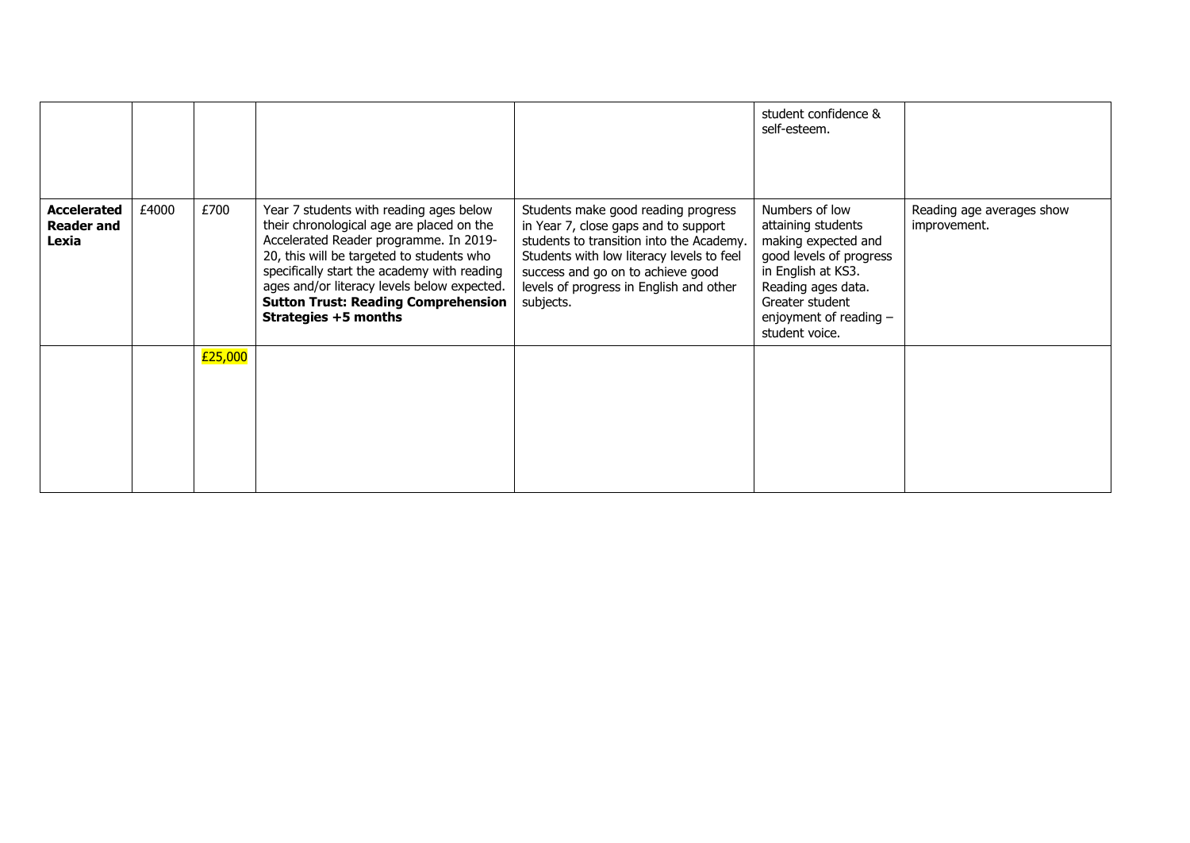| | | | | | | |
|---|---|---|---|---|---|---|
| | | | | | student confidence & self-esteem. | |
| **Accelerated Reader and Lexia** | £4000 | £700 | Year 7 students with reading ages below their chronological age are placed on the Accelerated Reader programme. In 2019-20, this will be targeted to students who specifically start the academy with reading ages and/or literacy levels below expected. **Sutton Trust: Reading Comprehension Strategies +5 months** | Students make good reading progress in Year 7, close gaps and to support students to transition into the Academy. Students with low literacy levels to feel success and go on to achieve good levels of progress in English and other subjects. | Numbers of low attaining students making expected and good levels of progress in English at KS3. Reading ages data. Greater student enjoyment of reading – student voice. | Reading age averages show improvement. |
| | | £25,000 | | | | |